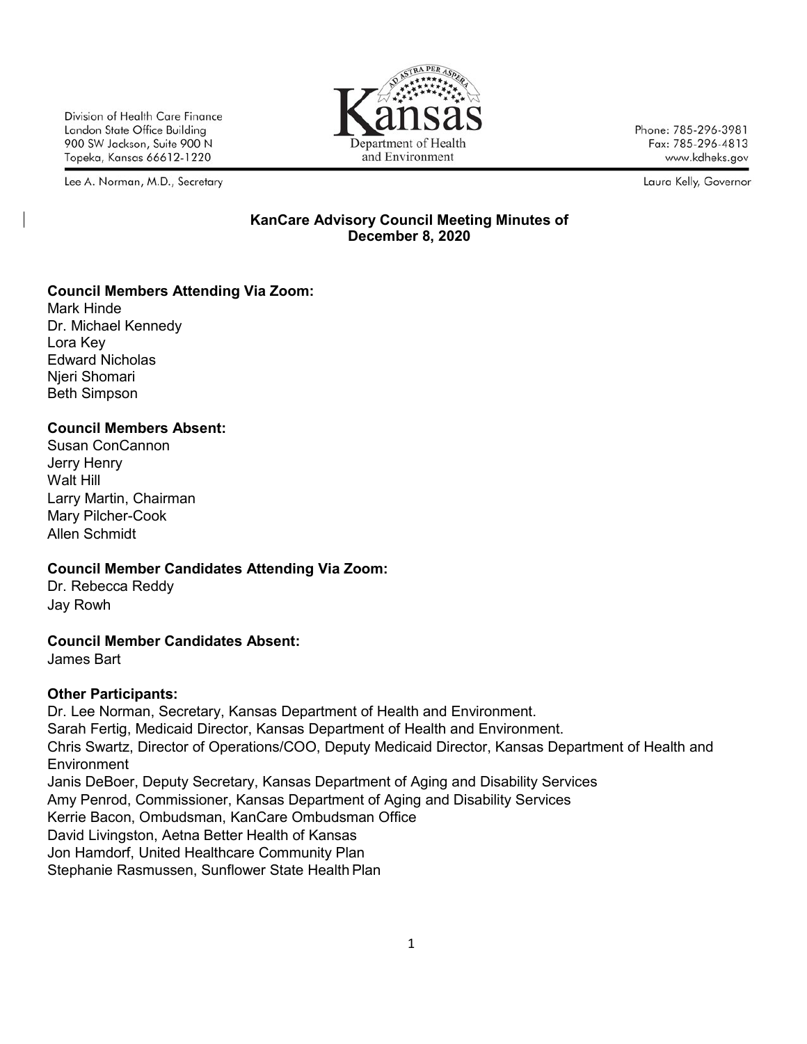Division of Health Care Finance
Landon State Office Building
900 SW Jackson, Suite 900 N
Topeka, Kansas 66612-1220

Kansas Department of Health and Environment

Phone: 785-296-3981
Fax: 785-296-4813
www.kdheks.gov

Lee A. Norman, M.D., Secretary

Laura Kelly, Governor

# KanCare Advisory Council Meeting Minutes of December 8, 2020

**Council Members Attending Via Zoom:**
Mark Hinde
Dr. Michael Kennedy
Lora Key
Edward Nicholas
Njeri Shomari
Beth Simpson

**Council Members Absent:**
Susan ConCannon
Jerry Henry
Walt Hill
Larry Martin, Chairman
Mary Pilcher-Cook
Allen Schmidt

**Council Member Candidates Attending Via Zoom:**
Dr. Rebecca Reddy
Jay Rowh

**Council Member Candidates Absent:**
James Bart

**Other Participants:**
Dr. Lee Norman, Secretary, Kansas Department of Health and Environment.
Sarah Fertig, Medicaid Director, Kansas Department of Health and Environment.
Chris Swartz, Director of Operations/COO, Deputy Medicaid Director, Kansas Department of Health and Environment
Janis DeBoer, Deputy Secretary, Kansas Department of Aging and Disability Services
Amy Penrod, Commissioner, Kansas Department of Aging and Disability Services
Kerrie Bacon, Ombudsman, KanCare Ombudsman Office
David Livingston, Aetna Better Health of Kansas
Jon Hamdorf, United Healthcare Community Plan
Stephanie Rasmussen, Sunflower State Health Plan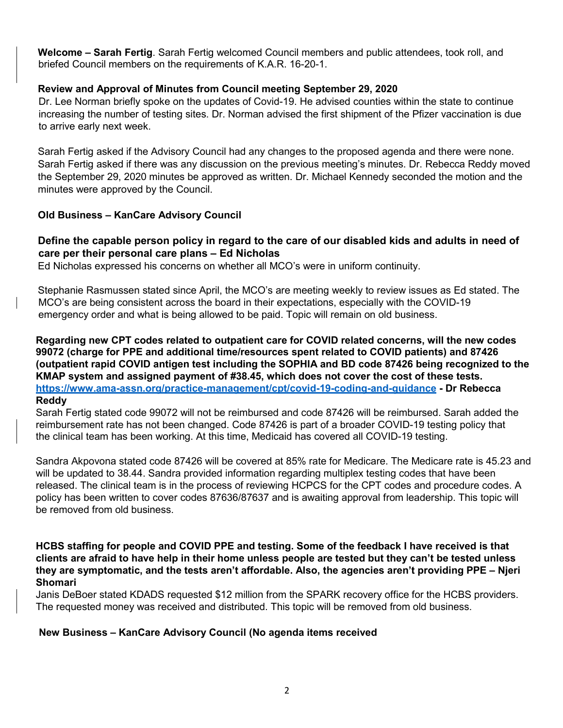**Welcome – Sarah Fertig**. Sarah Fertig welcomed Council members and public attendees, took roll, and briefed Council members on the requirements of K.A.R. 16-20-1.

**Review and Approval of Minutes from Council meeting September 29, 2020**

Dr. Lee Norman briefly spoke on the updates of Covid-19. He advised counties within the state to continue increasing the number of testing sites. Dr. Norman advised the first shipment of the Pfizer vaccination is due to arrive early next week.

Sarah Fertig asked if the Advisory Council had any changes to the proposed agenda and there were none. Sarah Fertig asked if there was any discussion on the previous meeting's minutes. Dr. Rebecca Reddy moved the September 29, 2020 minutes be approved as written. Dr. Michael Kennedy seconded the motion and the minutes were approved by the Council.

**Old Business – KanCare Advisory Council**

**Define the capable person policy in regard to the care of our disabled kids and adults in need of care per their personal care plans – Ed Nicholas**

Ed Nicholas expressed his concerns on whether all MCO's were in uniform continuity.

Stephanie Rasmussen stated since April, the MCO's are meeting weekly to review issues as Ed stated. The MCO's are being consistent across the board in their expectations, especially with the COVID-19 emergency order and what is being allowed to be paid. Topic will remain on old business.

**Regarding new CPT codes related to outpatient care for COVID related concerns, will the new codes 99072 (charge for PPE and additional time/resources spent related to COVID patients) and 87426 (outpatient rapid COVID antigen test including the SOPHIA and BD code 87426 being recognized to the KMAP system and assigned payment of #38.45, which does not cover the cost of these tests. [https://www.ama-assn.org/practice-management/cpt/covid-19-coding-and-guidance](https://www.ama-assn.org/practice-management/cpt/covid-19-coding-and-guidance) - Dr Rebecca Reddy**

Sarah Fertig stated code 99072 will not be reimbursed and code 87426 will be reimbursed. Sarah added the reimbursement rate has not been changed. Code 87426 is part of a broader COVID-19 testing policy that the clinical team has been working. At this time, Medicaid has covered all COVID-19 testing.

Sandra Akpovona stated code 87426 will be covered at 85% rate for Medicare. The Medicare rate is 45.23 and will be updated to 38.44. Sandra provided information regarding multiplex testing codes that have been released. The clinical team is in the process of reviewing HCPCS for the CPT codes and procedure codes. A policy has been written to cover codes 87636/87637 and is awaiting approval from leadership. This topic will be removed from old business.

**HCBS staffing for people and COVID PPE and testing. Some of the feedback I have received is that clients are afraid to have help in their home unless people are tested but they can't be tested unless they are symptomatic, and the tests aren't affordable. Also, the agencies aren't providing PPE – Njeri Shomari**

Janis DeBoer stated KDADS requested $12 million from the SPARK recovery office for the HCBS providers. The requested money was received and distributed. This topic will be removed from old business.

**New Business – KanCare Advisory Council (No agenda items received**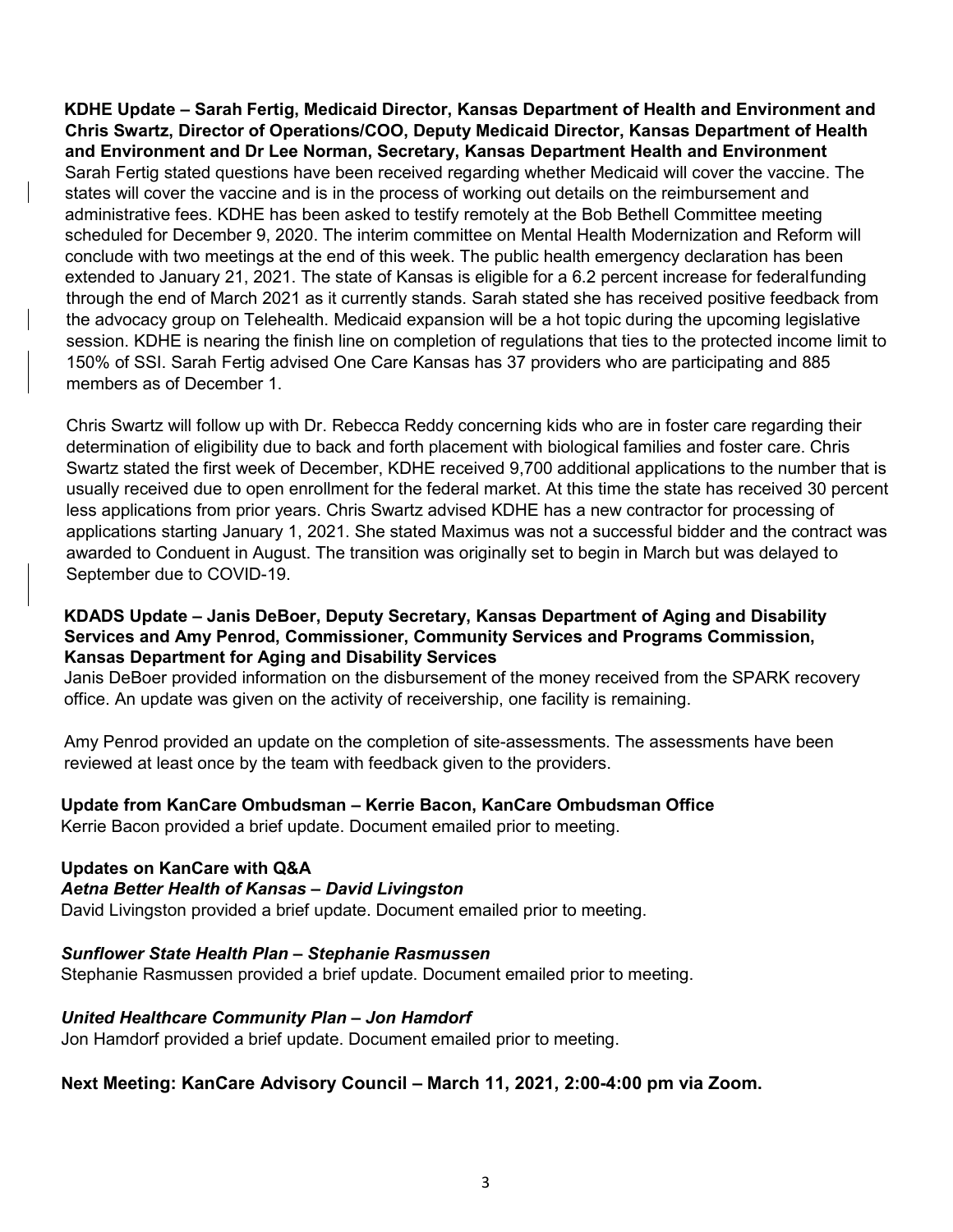**KDHE Update – Sarah Fertig, Medicaid Director, Kansas Department of Health and Environment and Chris Swartz, Director of Operations/COO, Deputy Medicaid Director, Kansas Department of Health and Environment and Dr Lee Norman, Secretary, Kansas Department Health and Environment**

Sarah Fertig stated questions have been received regarding whether Medicaid will cover the vaccine. The states will cover the vaccine and is in the process of working out details on the reimbursement and administrative fees. KDHE has been asked to testify remotely at the Bob Bethell Committee meeting scheduled for December 9, 2020. The interim committee on Mental Health Modernization and Reform will conclude with two meetings at the end of this week. The public health emergency declaration has been extended to January 21, 2021. The state of Kansas is eligible for a 6.2 percent increase for federalfunding through the end of March 2021 as it currently stands. Sarah stated she has received positive feedback from the advocacy group on Telehealth. Medicaid expansion will be a hot topic during the upcoming legislative session. KDHE is nearing the finish line on completion of regulations that ties to the protected income limit to 150% of SSI. Sarah Fertig advised One Care Kansas has 37 providers who are participating and 885 members as of December 1.

Chris Swartz will follow up with Dr. Rebecca Reddy concerning kids who are in foster care regarding their determination of eligibility due to back and forth placement with biological families and foster care. Chris Swartz stated the first week of December, KDHE received 9,700 additional applications to the number that is usually received due to open enrollment for the federal market. At this time the state has received 30 percent less applications from prior years. Chris Swartz advised KDHE has a new contractor for processing of applications starting January 1, 2021. She stated Maximus was not a successful bidder and the contract was awarded to Conduent in August. The transition was originally set to begin in March but was delayed to September due to COVID-19.

**KDADS Update – Janis DeBoer, Deputy Secretary, Kansas Department of Aging and Disability Services and Amy Penrod, Commissioner, Community Services and Programs Commission, Kansas Department for Aging and Disability Services**

Janis DeBoer provided information on the disbursement of the money received from the SPARK recovery office. An update was given on the activity of receivership, one facility is remaining.

Amy Penrod provided an update on the completion of site-assessments. The assessments have been reviewed at least once by the team with feedback given to the providers.

**Update from KanCare Ombudsman – Kerrie Bacon, KanCare Ombudsman Office**

Kerrie Bacon provided a brief update. Document emailed prior to meeting.

**Updates on KanCare with Q&A**

***Aetna Better Health of Kansas – David Livingston***

David Livingston provided a brief update. Document emailed prior to meeting.

***Sunflower State Health Plan – Stephanie Rasmussen***

Stephanie Rasmussen provided a brief update. Document emailed prior to meeting.

***United Healthcare Community Plan – Jon Hamdorf***

Jon Hamdorf provided a brief update. Document emailed prior to meeting.

**Next Meeting: KanCare Advisory Council – March 11, 2021, 2:00-4:00 pm via Zoom.**